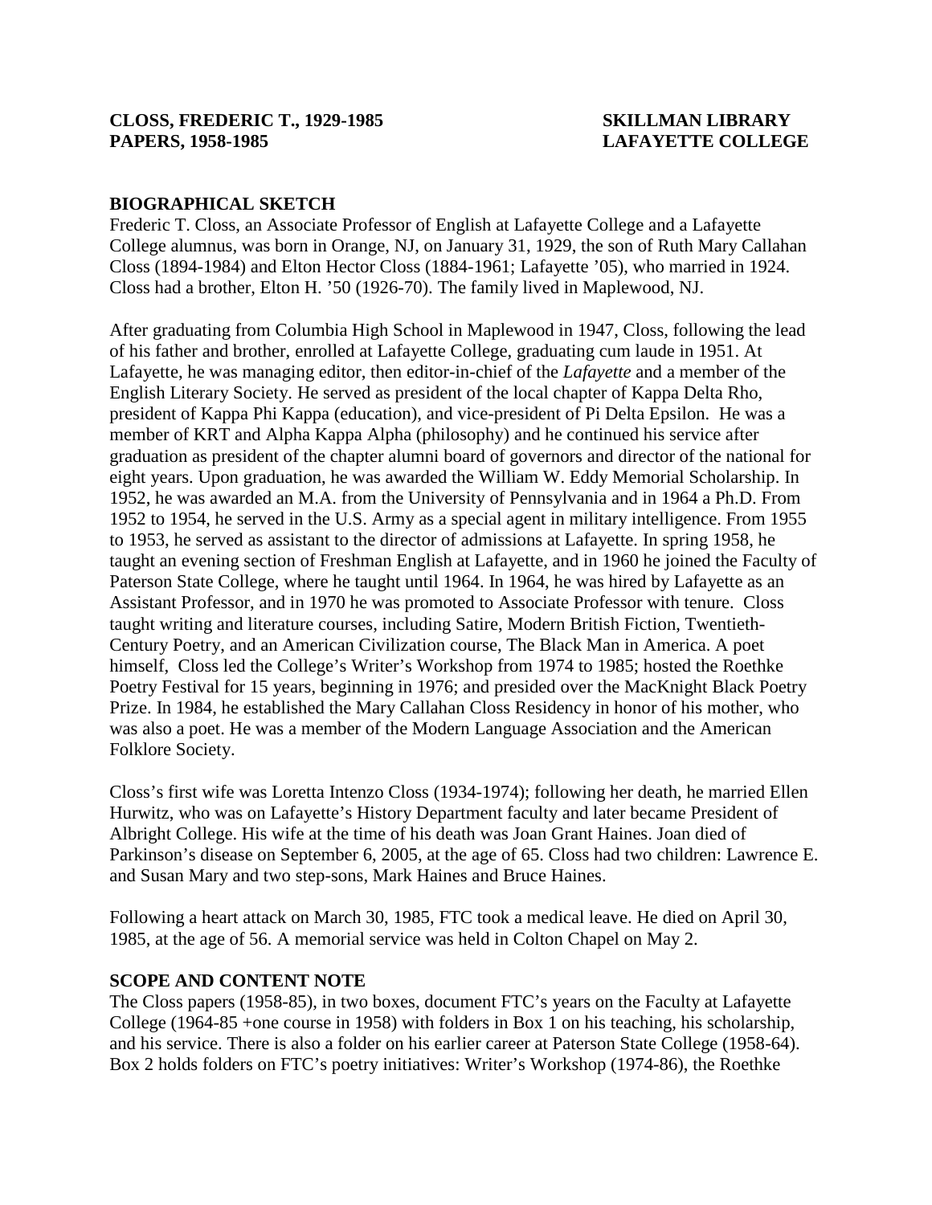**CLOSS, FREDERIC T., 1929-1985**
**PAPERS, 1958-1985**

**SKILLMAN LIBRARY**
**LAFAYETTE COLLEGE**

## BIOGRAPHICAL SKETCH

Frederic T. Closs, an Associate Professor of English at Lafayette College and a Lafayette College alumnus, was born in Orange, NJ, on January 31, 1929, the son of Ruth Mary Callahan Closs (1894-1984) and Elton Hector Closs (1884-1961; Lafayette '05), who married in 1924. Closs had a brother, Elton H. '50 (1926-70). The family lived in Maplewood, NJ.

After graduating from Columbia High School in Maplewood in 1947, Closs, following the lead of his father and brother, enrolled at Lafayette College, graduating cum laude in 1951. At Lafayette, he was managing editor, then editor-in-chief of the *Lafayette* and a member of the English Literary Society. He served as president of the local chapter of Kappa Delta Rho, president of Kappa Phi Kappa (education), and vice-president of Pi Delta Epsilon. He was a member of KRT and Alpha Kappa Alpha (philosophy) and he continued his service after graduation as president of the chapter alumni board of governors and director of the national for eight years. Upon graduation, he was awarded the William W. Eddy Memorial Scholarship. In 1952, he was awarded an M.A. from the University of Pennsylvania and in 1964 a Ph.D. From 1952 to 1954, he served in the U.S. Army as a special agent in military intelligence. From 1955 to 1953, he served as assistant to the director of admissions at Lafayette. In spring 1958, he taught an evening section of Freshman English at Lafayette, and in 1960 he joined the Faculty of Paterson State College, where he taught until 1964. In 1964, he was hired by Lafayette as an Assistant Professor, and in 1970 he was promoted to Associate Professor with tenure. Closs taught writing and literature courses, including Satire, Modern British Fiction, Twentieth-Century Poetry, and an American Civilization course, The Black Man in America. A poet himself, Closs led the College's Writer's Workshop from 1974 to 1985; hosted the Roethke Poetry Festival for 15 years, beginning in 1976; and presided over the MacKnight Black Poetry Prize. In 1984, he established the Mary Callahan Closs Residency in honor of his mother, who was also a poet. He was a member of the Modern Language Association and the American Folklore Society.

Closs's first wife was Loretta Intenzo Closs (1934-1974); following her death, he married Ellen Hurwitz, who was on Lafayette's History Department faculty and later became President of Albright College. His wife at the time of his death was Joan Grant Haines. Joan died of Parkinson's disease on September 6, 2005, at the age of 65. Closs had two children: Lawrence E. and Susan Mary and two step-sons, Mark Haines and Bruce Haines.

Following a heart attack on March 30, 1985, FTC took a medical leave. He died on April 30, 1985, at the age of 56. A memorial service was held in Colton Chapel on May 2.

## SCOPE AND CONTENT NOTE

The Closs papers (1958-85), in two boxes, document FTC's years on the Faculty at Lafayette College (1964-85 +one course in 1958) with folders in Box 1 on his teaching, his scholarship, and his service. There is also a folder on his earlier career at Paterson State College (1958-64). Box 2 holds folders on FTC's poetry initiatives: Writer's Workshop (1974-86), the Roethke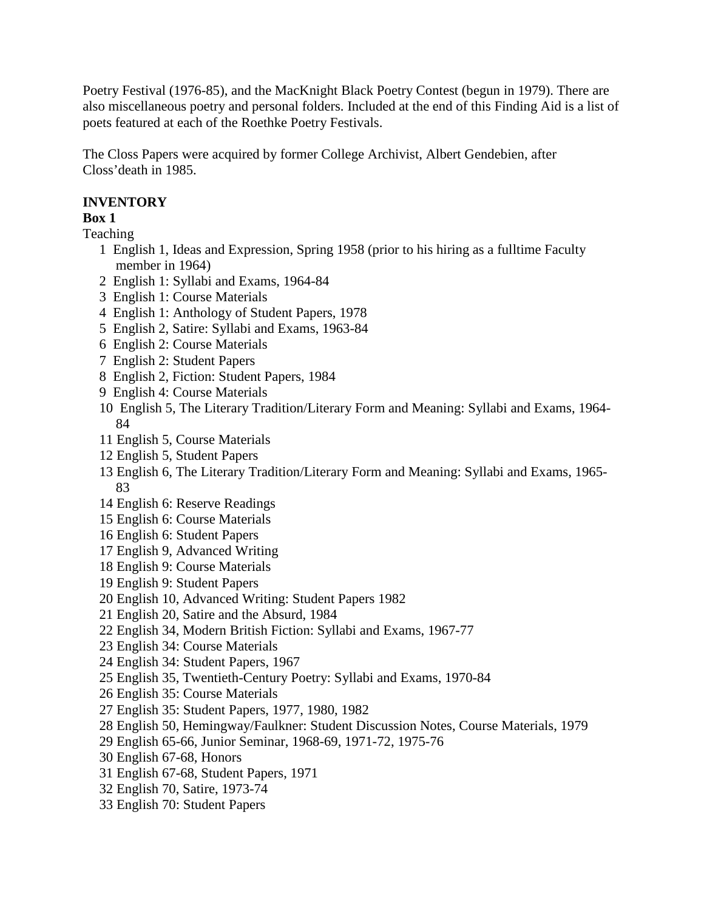Poetry Festival (1976-85), and the MacKnight Black Poetry Contest (begun in 1979). There are also miscellaneous poetry and personal folders. Included at the end of this Finding Aid is a list of poets featured at each of the Roethke Poetry Festivals.

The Closs Papers were acquired by former College Archivist, Albert Gendebien, after Closs'death in 1985.

**INVENTORY**

**Box 1**

Teaching

1 English 1, Ideas and Expression, Spring 1958 (prior to his hiring as a fulltime Faculty member in 1964)
2 English 1: Syllabi and Exams, 1964-84
3 English 1: Course Materials
4 English 1: Anthology of Student Papers, 1978
5 English 2, Satire: Syllabi and Exams, 1963-84
6 English 2: Course Materials
7 English 2: Student Papers
8 English 2, Fiction: Student Papers, 1984
9 English 4: Course Materials
10 English 5, The Literary Tradition/Literary Form and Meaning: Syllabi and Exams, 1964-84
11 English 5, Course Materials
12 English 5, Student Papers
13 English 6, The Literary Tradition/Literary Form and Meaning: Syllabi and Exams, 1965-83
14 English 6: Reserve Readings
15 English 6: Course Materials
16 English 6: Student Papers
17 English 9, Advanced Writing
18 English 9: Course Materials
19 English 9: Student Papers
20 English 10, Advanced Writing: Student Papers 1982
21 English 20, Satire and the Absurd, 1984
22 English 34, Modern British Fiction: Syllabi and Exams, 1967-77
23 English 34: Course Materials
24 English 34: Student Papers, 1967
25 English 35, Twentieth-Century Poetry: Syllabi and Exams, 1970-84
26 English 35: Course Materials
27 English 35: Student Papers, 1977, 1980, 1982
28 English 50, Hemingway/Faulkner: Student Discussion Notes, Course Materials, 1979
29 English 65-66, Junior Seminar, 1968-69, 1971-72, 1975-76
30 English 67-68, Honors
31 English 67-68, Student Papers, 1971
32 English 70, Satire, 1973-74
33 English 70: Student Papers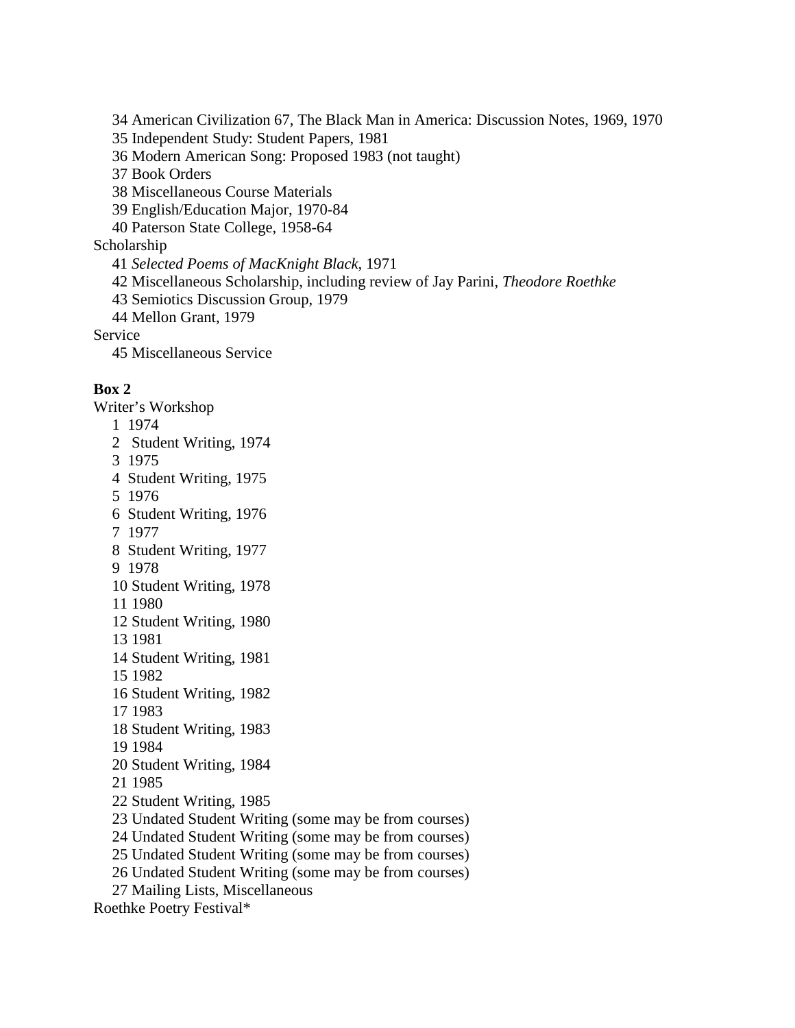34 American Civilization 67, The Black Man in America: Discussion Notes, 1969, 1970
35 Independent Study: Student Papers, 1981
36 Modern American Song: Proposed 1983 (not taught)
37 Book Orders
38 Miscellaneous Course Materials
39 English/Education Major, 1970-84
40 Paterson State College, 1958-64

Scholarship

41 *Selected Poems of MacKnight Black*, 1971
42 Miscellaneous Scholarship, including review of Jay Parini, *Theodore Roethke*
43 Semiotics Discussion Group, 1979
44 Mellon Grant, 1979

Service

45 Miscellaneous Service

**Box 2**

Writer's Workshop

1 1974
2 Student Writing, 1974
3 1975
4 Student Writing, 1975
5 1976
6 Student Writing, 1976
7 1977
8 Student Writing, 1977
9 1978
10 Student Writing, 1978
11 1980
12 Student Writing, 1980
13 1981
14 Student Writing, 1981
15 1982
16 Student Writing, 1982
17 1983
18 Student Writing, 1983
19 1984
20 Student Writing, 1984
21 1985
22 Student Writing, 1985
23 Undated Student Writing (some may be from courses)
24 Undated Student Writing (some may be from courses)
25 Undated Student Writing (some may be from courses)
26 Undated Student Writing (some may be from courses)
27 Mailing Lists, Miscellaneous

Roethke Poetry Festival*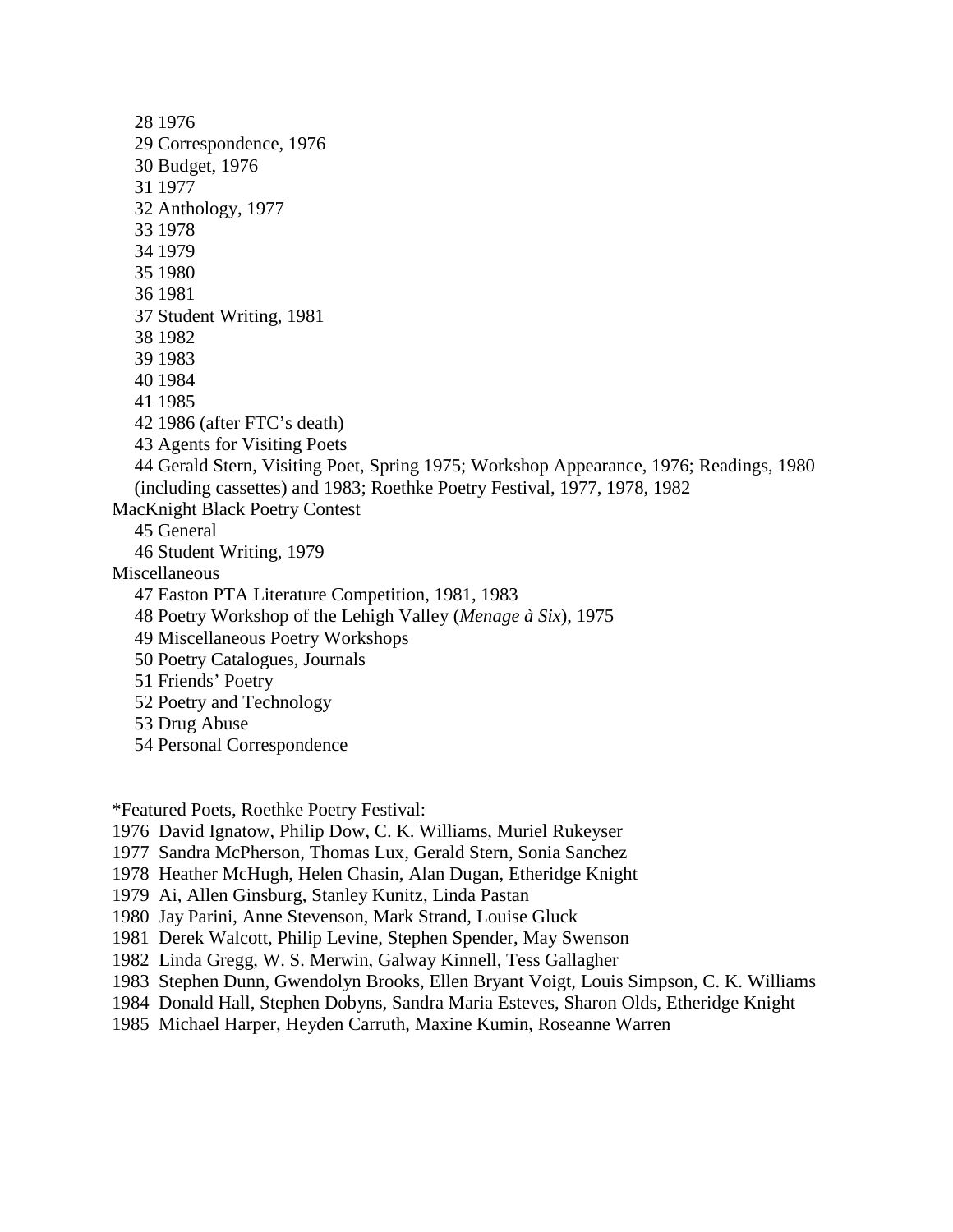28 1976
29 Correspondence, 1976
30 Budget, 1976
31 1977
32 Anthology, 1977
33 1978
34 1979
35 1980
36 1981
37 Student Writing, 1981
38 1982
39 1983
40 1984
41 1985
42 1986 (after FTC's death)
43 Agents for Visiting Poets
44 Gerald Stern, Visiting Poet, Spring 1975; Workshop Appearance, 1976; Readings, 1980 (including cassettes) and 1983; Roethke Poetry Festival, 1977, 1978, 1982

MacKnight Black Poetry Contest
45 General
46 Student Writing, 1979

Miscellaneous
47 Easton PTA Literature Competition, 1981, 1983
48 Poetry Workshop of the Lehigh Valley (*Menage à Six*), 1975
49 Miscellaneous Poetry Workshops
50 Poetry Catalogues, Journals
51 Friends' Poetry
52 Poetry and Technology
53 Drug Abuse
54 Personal Correspondence

*Featured Poets, Roethke Poetry Festival:
1976 David Ignatow, Philip Dow, C. K. Williams, Muriel Rukeyser
1977 Sandra McPherson, Thomas Lux, Gerald Stern, Sonia Sanchez
1978 Heather McHugh, Helen Chasin, Alan Dugan, Etheridge Knight
1979 Ai, Allen Ginsburg, Stanley Kunitz, Linda Pastan
1980 Jay Parini, Anne Stevenson, Mark Strand, Louise Gluck
1981 Derek Walcott, Philip Levine, Stephen Spender, May Swenson
1982 Linda Gregg, W. S. Merwin, Galway Kinnell, Tess Gallagher
1983 Stephen Dunn, Gwendolyn Brooks, Ellen Bryant Voigt, Louis Simpson, C. K. Williams
1984 Donald Hall, Stephen Dobyns, Sandra Maria Esteves, Sharon Olds, Etheridge Knight
1985 Michael Harper, Heyden Carruth, Maxine Kumin, Roseanne Warren